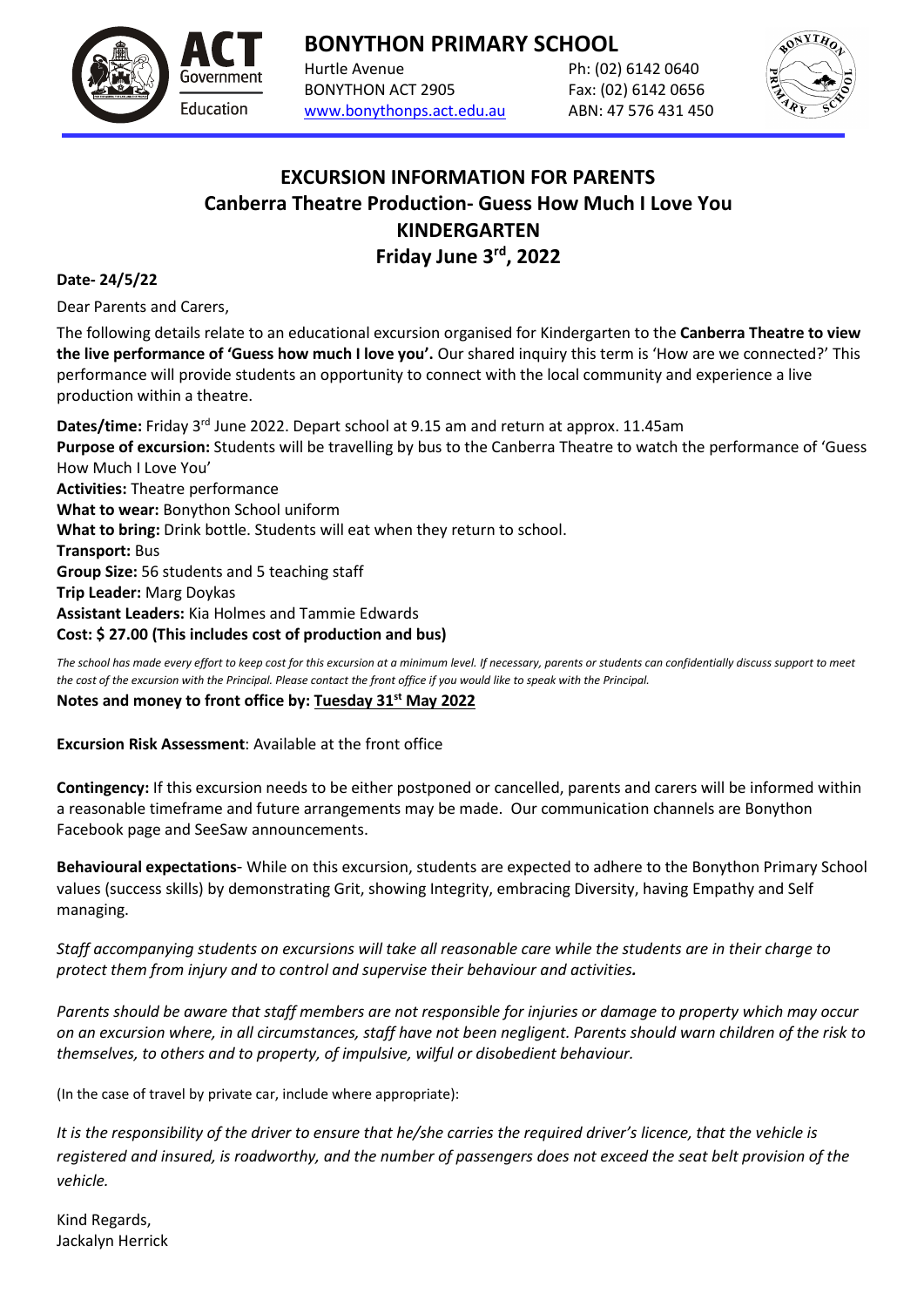# BONYTHON PRIMARY SCHOOL

Hurtle Avenue
BONYTHON ACT 2905
www.bonythonps.act.edu.au

Ph: (02) 6142 0640
Fax: (02) 6142 0656
ABN: 47 576 431 450

## EXCURSION INFORMATION FOR PARENTS
## Canberra Theatre Production- Guess How Much I Love You
## KINDERGARTEN
## Friday June 3rd, 2022

**Date- 24/5/22**

Dear Parents and Carers,

The following details relate to an educational excursion organised for Kindergarten to the **Canberra Theatre to view the live performance of 'Guess how much I love you'.** Our shared inquiry this term is 'How are we connected?' This performance will provide students an opportunity to connect with the local community and experience a live production within a theatre.

**Dates/time:** Friday 3rd June 2022. Depart school at 9.15 am and return at approx. 11.45am
**Purpose of excursion:** Students will be travelling by bus to the Canberra Theatre to watch the performance of 'Guess How Much I Love You'
**Activities:** Theatre performance
**What to wear:** Bonython School uniform
**What to bring:** Drink bottle. Students will eat when they return to school.
**Transport:** Bus
**Group Size:** 56 students and 5 teaching staff
**Trip Leader:** Marg Doykas
**Assistant Leaders:** Kia Holmes and Tammie Edwards
**Cost: $ 27.00 (This includes cost of production and bus)**

*The school has made every effort to keep cost for this excursion at a minimum level. If necessary, parents or students can confidentially discuss support to meet the cost of the excursion with the Principal. Please contact the front office if you would like to speak with the Principal.*

**Notes and money to front office by: Tuesday 31st May 2022**

**Excursion Risk Assessment**: Available at the front office

**Contingency:** If this excursion needs to be either postponed or cancelled, parents and carers will be informed within a reasonable timeframe and future arrangements may be made. Our communication channels are Bonython Facebook page and SeeSaw announcements.

**Behavioural expectations**- While on this excursion, students are expected to adhere to the Bonython Primary School values (success skills) by demonstrating Grit, showing Integrity, embracing Diversity, having Empathy and Self managing.

*Staff accompanying students on excursions will take all reasonable care while the students are in their charge to protect them from injury and to control and supervise their behaviour and activities.*

*Parents should be aware that staff members are not responsible for injuries or damage to property which may occur on an excursion where, in all circumstances, staff have not been negligent. Parents should warn children of the risk to themselves, to others and to property, of impulsive, wilful or disobedient behaviour.*

(In the case of travel by private car, include where appropriate):

*It is the responsibility of the driver to ensure that he/she carries the required driver's licence, that the vehicle is registered and insured, is roadworthy, and the number of passengers does not exceed the seat belt provision of the vehicle.*

Kind Regards,
Jackalyn Herrick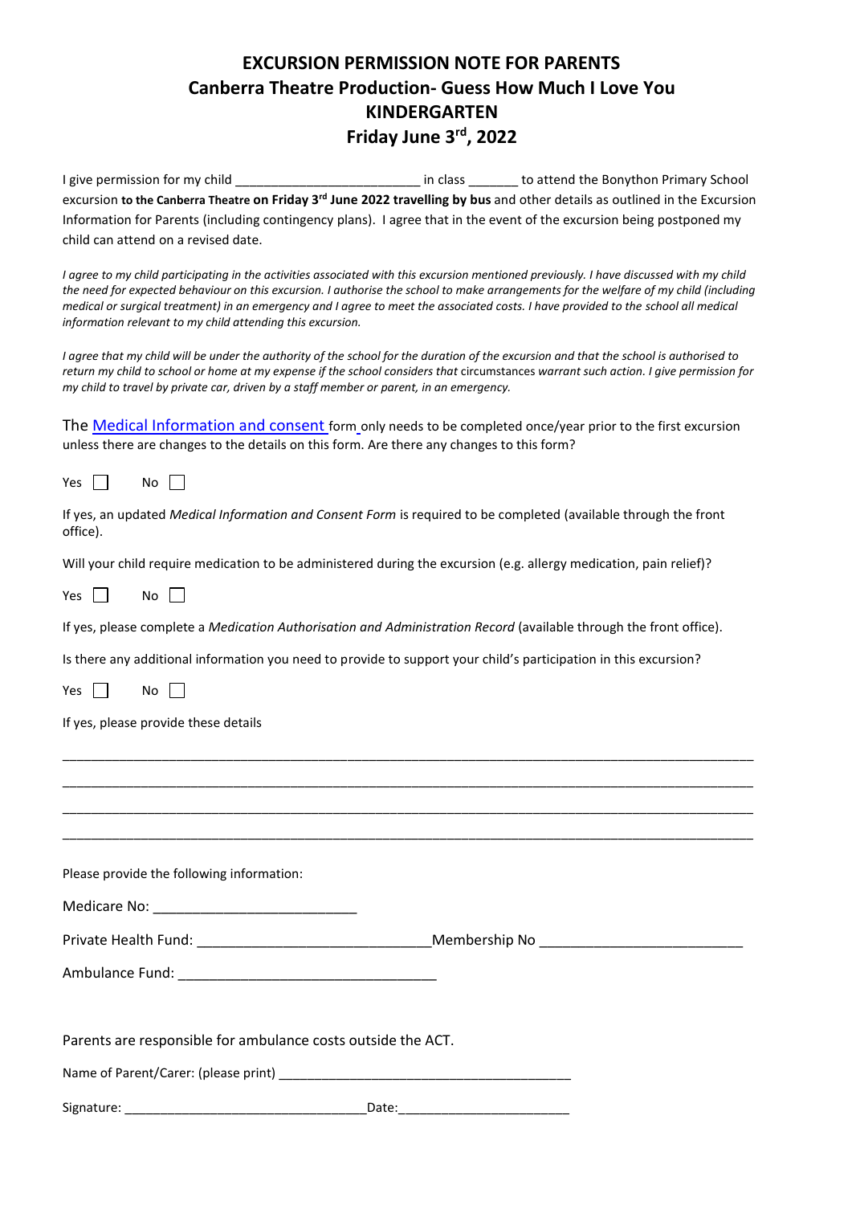# EXCURSION PERMISSION NOTE FOR PARENTS
# Canberra Theatre Production- Guess How Much I Love You
# KINDERGARTEN
# Friday June 3rd, 2022

I give permission for my child __________________________ in class _______ to attend the Bonython Primary School excursion **to the Canberra Theatre on Friday 3rd June 2022 travelling by bus** and other details as outlined in the Excursion Information for Parents (including contingency plans). I agree that in the event of the excursion being postponed my child can attend on a revised date.

*I agree to my child participating in the activities associated with this excursion mentioned previously. I have discussed with my child the need for expected behaviour on this excursion. I authorise the school to make arrangements for the welfare of my child (including medical or surgical treatment) in an emergency and I agree to meet the associated costs. I have provided to the school all medical information relevant to my child attending this excursion.*

*I agree that my child will be under the authority of the school for the duration of the excursion and that the school is authorised to return my child to school or home at my expense if the school considers that* circumstances *warrant such action. I give permission for my child to travel by private car, driven by a staff member or parent, in an emergency.*

The Medical Information and consent form only needs to be completed once/year prior to the first excursion unless there are changes to the details on this form. Are there any changes to this form?

Yes ☐ No ☐

If yes, an updated *Medical Information and Consent Form* is required to be completed (available through the front office).

Will your child require medication to be administered during the excursion (e.g. allergy medication, pain relief)?

Yes ☐ No ☐

If yes, please complete a *Medication Authorisation and Administration Record* (available through the front office).

Is there any additional information you need to provide to support your child's participation in this excursion?

Yes ☐ No ☐

If yes, please provide these details

_______________________________________________________________________________________________

_______________________________________________________________________________________________

_______________________________________________________________________________________________

_______________________________________________________________________________________________

Please provide the following information:

Medicare No: __________________________

Private Health Fund: ______________________________ Membership No __________________________

Ambulance Fund: _________________________________

Parents are responsible for ambulance costs outside the ACT.

Name of Parent/Carer: (please print) ________________________________________

Signature: _________________________________ Date: ________________________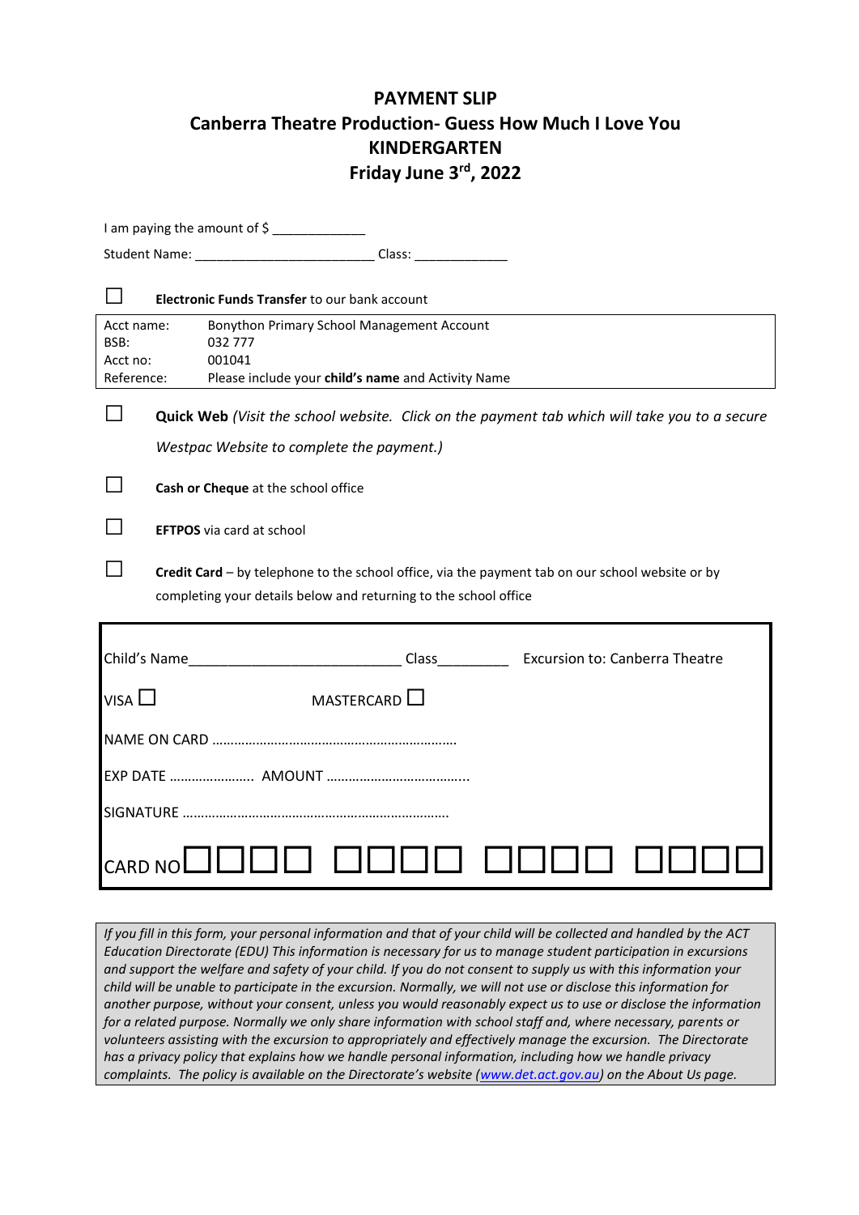# PAYMENT SLIP

## Canberra Theatre Production- Guess How Much I Love You

## KINDERGARTEN

## Friday June 3rd, 2022

I am paying the amount of $ _____________

Student Name: _________________________ Class: _____________

☐ **Electronic Funds Transfer** to our bank account

| | |
|---|---|
| Acct name: | Bonython Primary School Management Account |
| BSB: | 032 777 |
| Acct no: | 001041 |
| Reference: | Please include your **child's name** and Activity Name |

☐ **Quick Web** *(Visit the school website. Click on the payment tab which will take you to a secure Westpac Website to complete the payment.)*

☐ **Cash or Cheque** at the school office

☐ **EFTPOS** via card at school

☐ **Credit Card** – by telephone to the school office, via the payment tab on our school website or by completing your details below and returning to the school office

Child's Name____________________________ Class_________ Excursion to: Canberra Theatre

VISA ☐ MASTERCARD ☐

NAME ON CARD …………………………………………………………

EXP DATE ………………….. AMOUNT ………………………………..

SIGNATURE ……………………………………………………………….

CARD NO ☐☐☐☐ ☐☐☐☐ ☐☐☐☐ ☐☐☐☐

*If you fill in this form, your personal information and that of your child will be collected and handled by the ACT Education Directorate (EDU) This information is necessary for us to manage student participation in excursions and support the welfare and safety of your child. If you do not consent to supply us with this information your child will be unable to participate in the excursion. Normally, we will not use or disclose this information for another purpose, without your consent, unless you would reasonably expect us to use or disclose the information for a related purpose. Normally we only share information with school staff and, where necessary, parents or volunteers assisting with the excursion to appropriately and effectively manage the excursion. The Directorate has a privacy policy that explains how we handle personal information, including how we handle privacy complaints. The policy is available on the Directorate's website (www.det.act.gov.au) on the About Us page.*